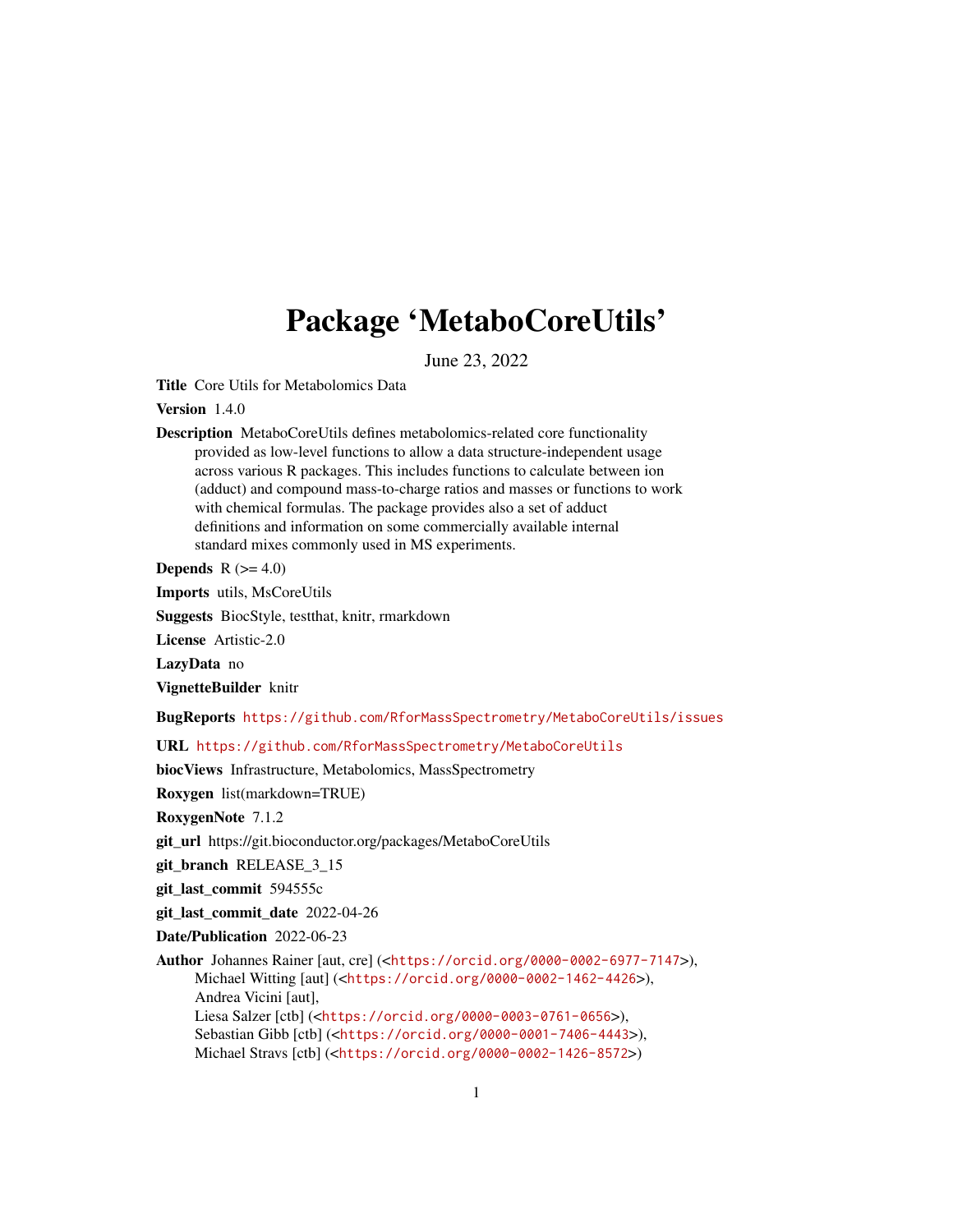# Package 'MetaboCoreUtils'

June 23, 2022

**Title** Core Utils for Metabolomics Data

**Version** 1.4.0

**Description** MetaboCoreUtils defines metabolomics-related core functionality provided as low-level functions to allow a data structure-independent usage across various R packages. This includes functions to calculate between ion (adduct) and compound mass-to-charge ratios and masses or functions to work with chemical formulas. The package provides also a set of adduct definitions and information on some commercially available internal standard mixes commonly used in MS experiments.

**Depends** R (>= 4.0)

**Imports** utils, MsCoreUtils

**Suggests** BiocStyle, testthat, knitr, rmarkdown

**License** Artistic-2.0

**LazyData** no

**VignetteBuilder** knitr

**BugReports** https://github.com/RforMassSpectrometry/MetaboCoreUtils/issues

**URL** https://github.com/RforMassSpectrometry/MetaboCoreUtils

**biocViews** Infrastructure, Metabolomics, MassSpectrometry

**Roxygen** list(markdown=TRUE)

**RoxygenNote** 7.1.2

**git_url** https://git.bioconductor.org/packages/MetaboCoreUtils

**git_branch** RELEASE_3_15

**git_last_commit** 594555c

**git_last_commit_date** 2022-04-26

**Date/Publication** 2022-06-23

**Author** Johannes Rainer [aut, cre] (<https://orcid.org/0000-0002-6977-7147>),
Michael Witting [aut] (<https://orcid.org/0000-0002-1462-4426>),
Andrea Vicini [aut],
Liesa Salzer [ctb] (<https://orcid.org/0000-0003-0761-0656>),
Sebastian Gibb [ctb] (<https://orcid.org/0000-0001-7406-4443>),
Michael Stravs [ctb] (<https://orcid.org/0000-0002-1426-8572>)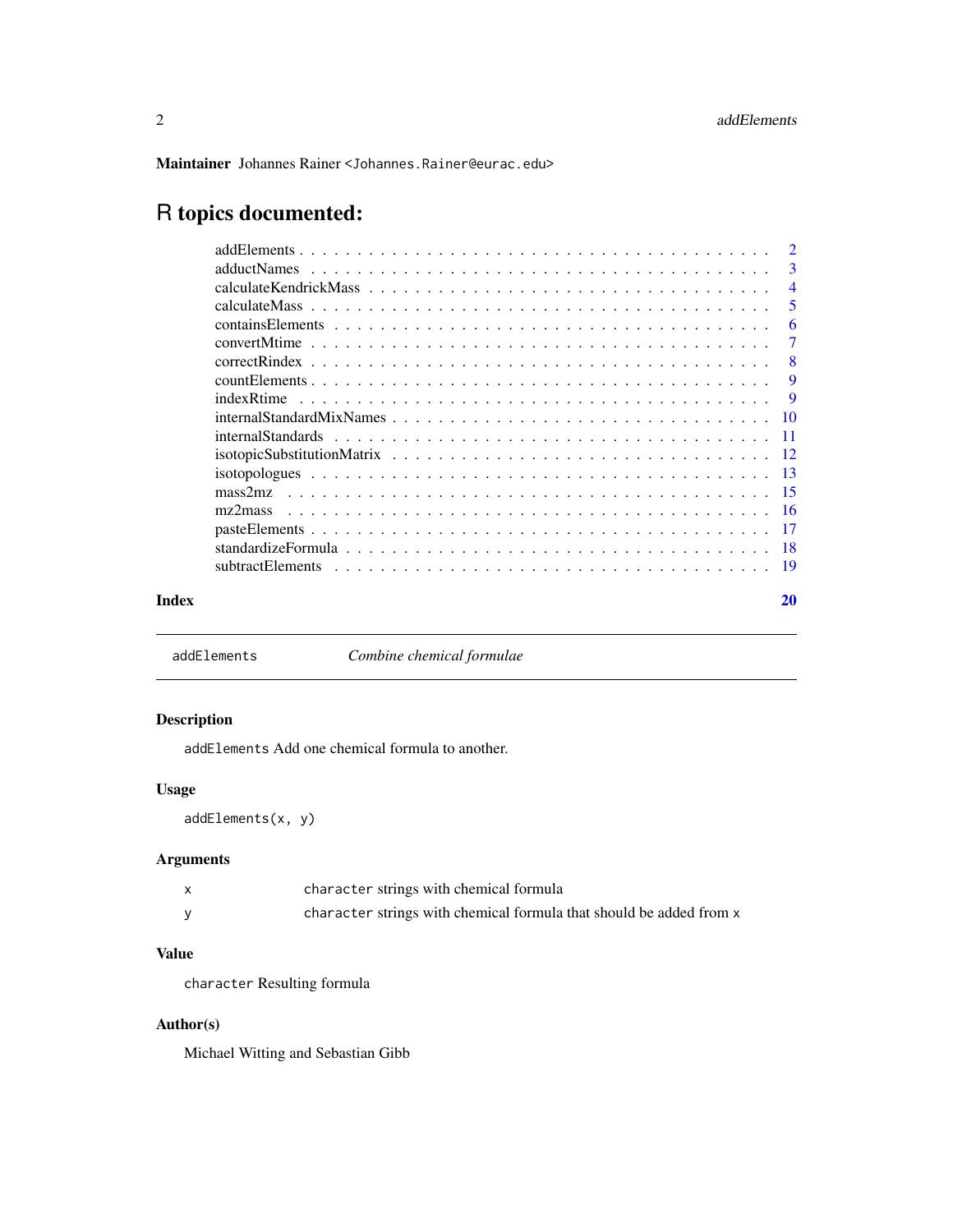**Maintainer** Johannes Rainer <Johannes.Rainer@eurac.edu>

# R topics documented:

| | |
|---|---|
| addElements | 2 |
| adductNames | 3 |
| calculateKendrickMass | 4 |
| calculateMass | 5 |
| containsElements | 6 |
| convertMtime | 7 |
| correctRindex | 8 |
| countElements | 9 |
| indexRtime | 9 |
| internalStandardMixNames | 10 |
| internalStandards | 11 |
| isotopicSubstitutionMatrix | 12 |
| isotopologues | 13 |
| mass2mz | 15 |
| mz2mass | 16 |
| pasteElements | 17 |
| standardizeFormula | 18 |
| subtractElements | 19 |

**Index** 20

---

`addElements` *Combine chemical formulae*

---

## Description

`addElements` Add one chemical formula to another.

## Usage

```
addElements(x, y)
```

## Arguments

| | |
|---|---|
| x | `character` strings with chemical formula |
| y | `character` strings with chemical formula that should be added from `x` |

## Value

`character` Resulting formula

## Author(s)

Michael Witting and Sebastian Gibb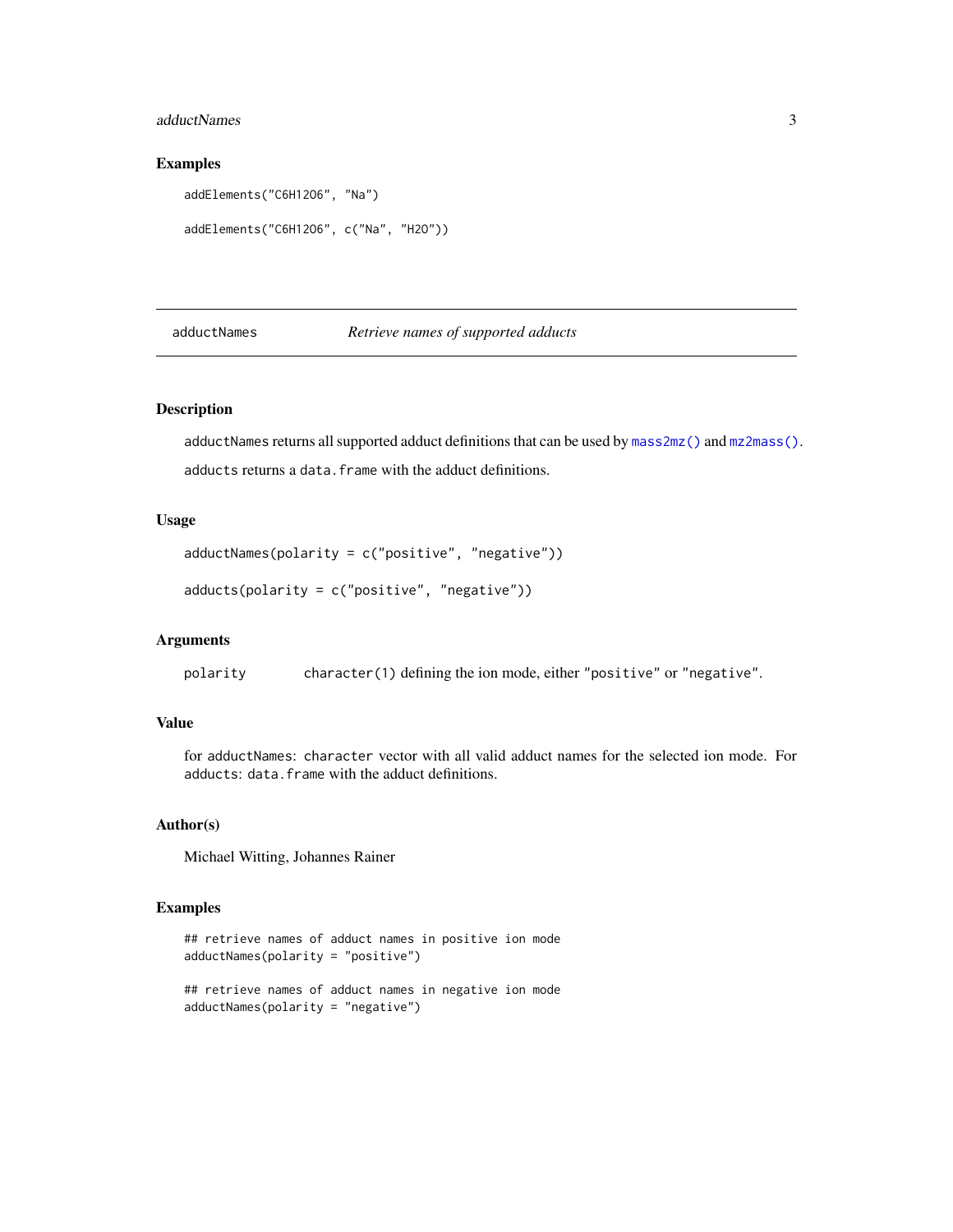### Examples

```
addElements("C6H12O6", "Na")

addElements("C6H12O6", c("Na", "H2O"))
```

## adductNames — *Retrieve names of supported adducts*

### Description

`adductNames` returns all supported adduct definitions that can be used by `mass2mz()` and `mz2mass()`.

`adducts` returns a `data.frame` with the adduct definitions.

### Usage

```
adductNames(polarity = c("positive", "negative"))

adducts(polarity = c("positive", "negative"))
```

### Arguments

| | |
|---|---|
| `polarity` | `character(1)` defining the ion mode, either `"positive"` or `"negative"`. |

### Value

for `adductNames`: `character` vector with all valid adduct names for the selected ion mode. For `adducts`: `data.frame` with the adduct definitions.

### Author(s)

Michael Witting, Johannes Rainer

### Examples

```
## retrieve names of adduct names in positive ion mode
adductNames(polarity = "positive")

## retrieve names of adduct names in negative ion mode
adductNames(polarity = "negative")
```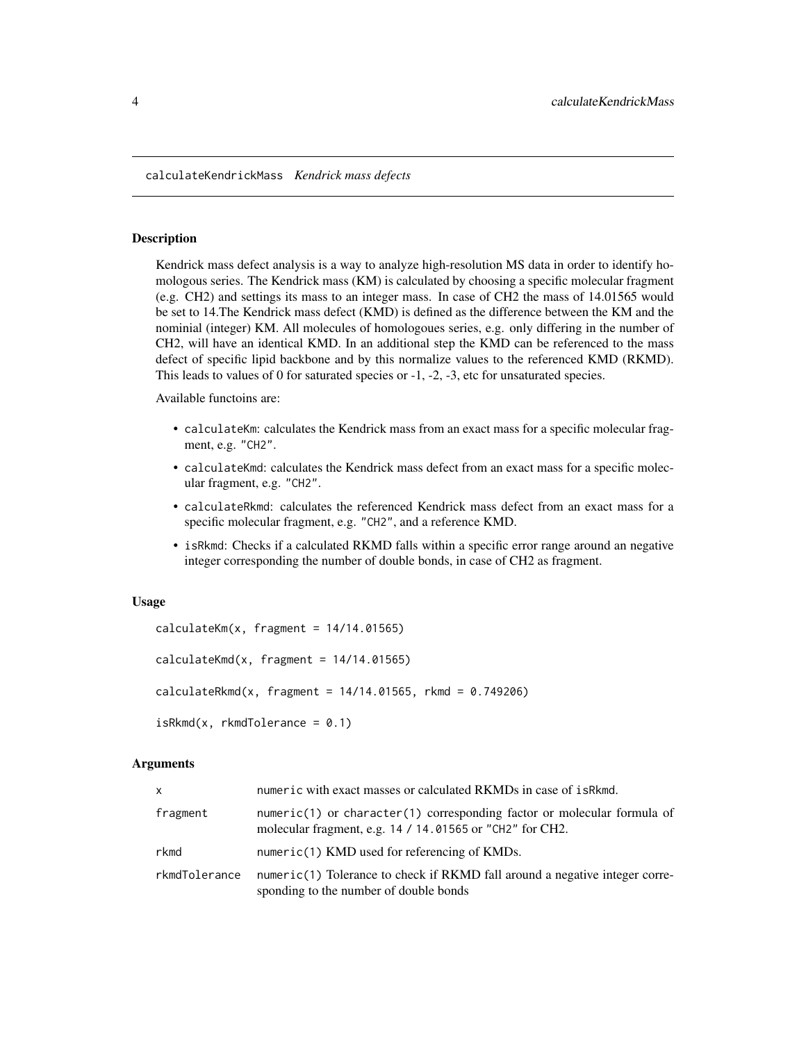# calculateKendrickMass *Kendrick mass defects*

## Description

Kendrick mass defect analysis is a way to analyze high-resolution MS data in order to identify homologous series. The Kendrick mass (KM) is calculated by choosing a specific molecular fragment (e.g. CH2) and settings its mass to an integer mass. In case of CH2 the mass of 14.01565 would be set to 14.The Kendrick mass defect (KMD) is defined as the difference between the KM and the nominial (integer) KM. All molecules of homologoues series, e.g. only differing in the number of CH2, will have an identical KMD. In an additional step the KMD can be referenced to the mass defect of specific lipid backbone and by this normalize values to the referenced KMD (RKMD). This leads to values of 0 for saturated species or -1, -2, -3, etc for unsaturated species.

Available functoins are:

- `calculateKm`: calculates the Kendrick mass from an exact mass for a specific molecular fragment, e.g. `"CH2"`.
- `calculateKmd`: calculates the Kendrick mass defect from an exact mass for a specific molecular fragment, e.g. `"CH2"`.
- `calculateRkmd`: calculates the referenced Kendrick mass defect from an exact mass for a specific molecular fragment, e.g. `"CH2"`, and a reference KMD.
- `isRkmd`: Checks if a calculated RKMD falls within a specific error range around an negative integer corresponding the number of double bonds, in case of CH2 as fragment.

## Usage

```
calculateKm(x, fragment = 14/14.01565)

calculateKmd(x, fragment = 14/14.01565)

calculateRkmd(x, fragment = 14/14.01565, rkmd = 0.749206)

isRkmd(x, rkmdTolerance = 0.1)
```

## Arguments

| | |
|---|---|
| `x` | `numeric` with exact masses or calculated RKMDs in case of `isRkmd`. |
| `fragment` | `numeric(1)` or `character(1)` corresponding factor or molecular formula of molecular fragment, e.g. `14 / 14.01565` or `"CH2"` for CH2. |
| `rkmd` | `numeric(1)` KMD used for referencing of KMDs. |
| `rkmdTolerance` | `numeric(1)` Tolerance to check if RKMD fall around a negative integer corresponding to the number of double bonds |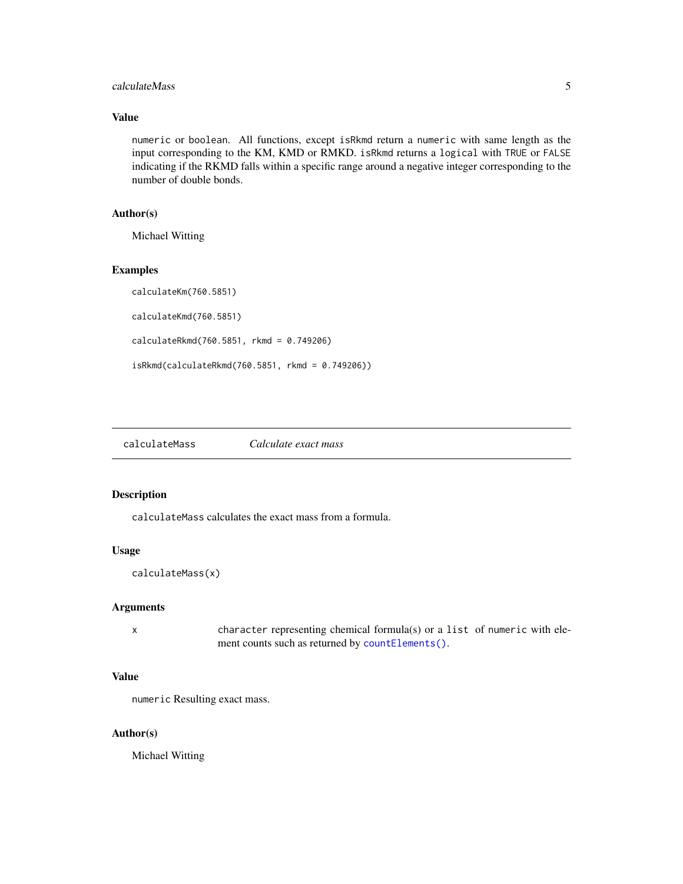### Value

`numeric` or `boolean`. All functions, except `isRkmd` return a `numeric` with same length as the input corresponding to the KM, KMD or RMKD. `isRkmd` returns a `logical` with `TRUE` or `FALSE` indicating if the RKMD falls within a specific range around a negative integer corresponding to the number of double bonds.

### Author(s)

Michael Witting

### Examples

```
calculateKm(760.5851)

calculateKmd(760.5851)

calculateRkmd(760.5851, rkmd = 0.749206)

isRkmd(calculateRkmd(760.5851, rkmd = 0.749206))
```

---

## calculateMass    *Calculate exact mass*

---

### Description

`calculateMass` calculates the exact mass from a formula.

### Usage

```
calculateMass(x)
```

### Arguments

| | |
|---|---|
| x | `character` representing chemical formula(s) or a `list` of `numeric` with element counts such as returned by `countElements()`. |

### Value

`numeric` Resulting exact mass.

### Author(s)

Michael Witting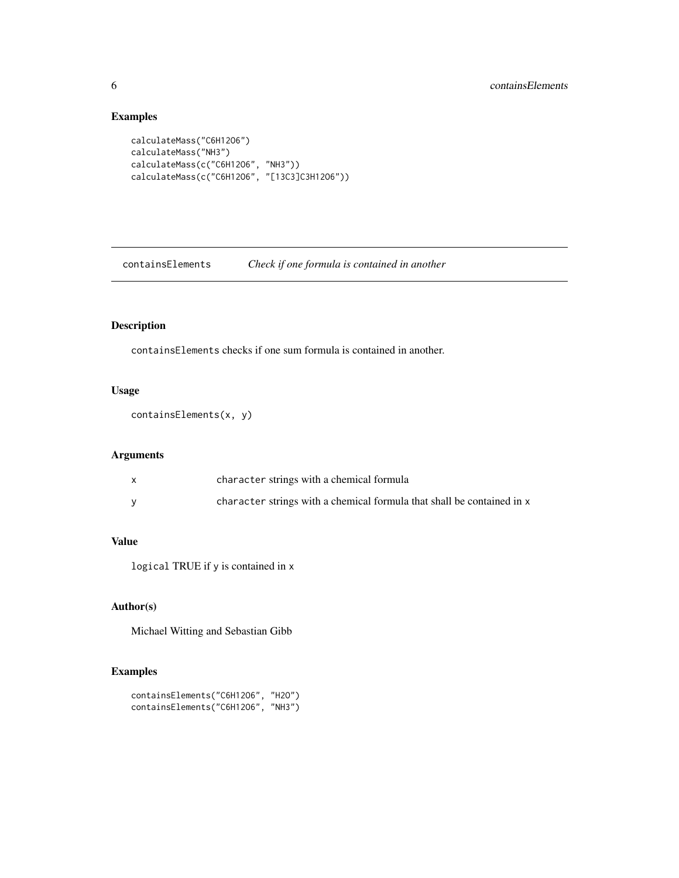## Examples

```
calculateMass("C6H12O6")
calculateMass("NH3")
calculateMass(c("C6H12O6", "NH3"))
calculateMass(c("C6H12O6", "[13C3]C3H12O6"))
```

---

# containsElements *Check if one formula is contained in another*

---

## Description

containsElements checks if one sum formula is contained in another.

## Usage

```
containsElements(x, y)
```

## Arguments

| | |
|---|---|
| x | character strings with a chemical formula |
| y | character strings with a chemical formula that shall be contained in x |

## Value

logical TRUE if y is contained in x

## Author(s)

Michael Witting and Sebastian Gibb

## Examples

```
containsElements("C6H12O6", "H2O")
containsElements("C6H12O6", "NH3")
```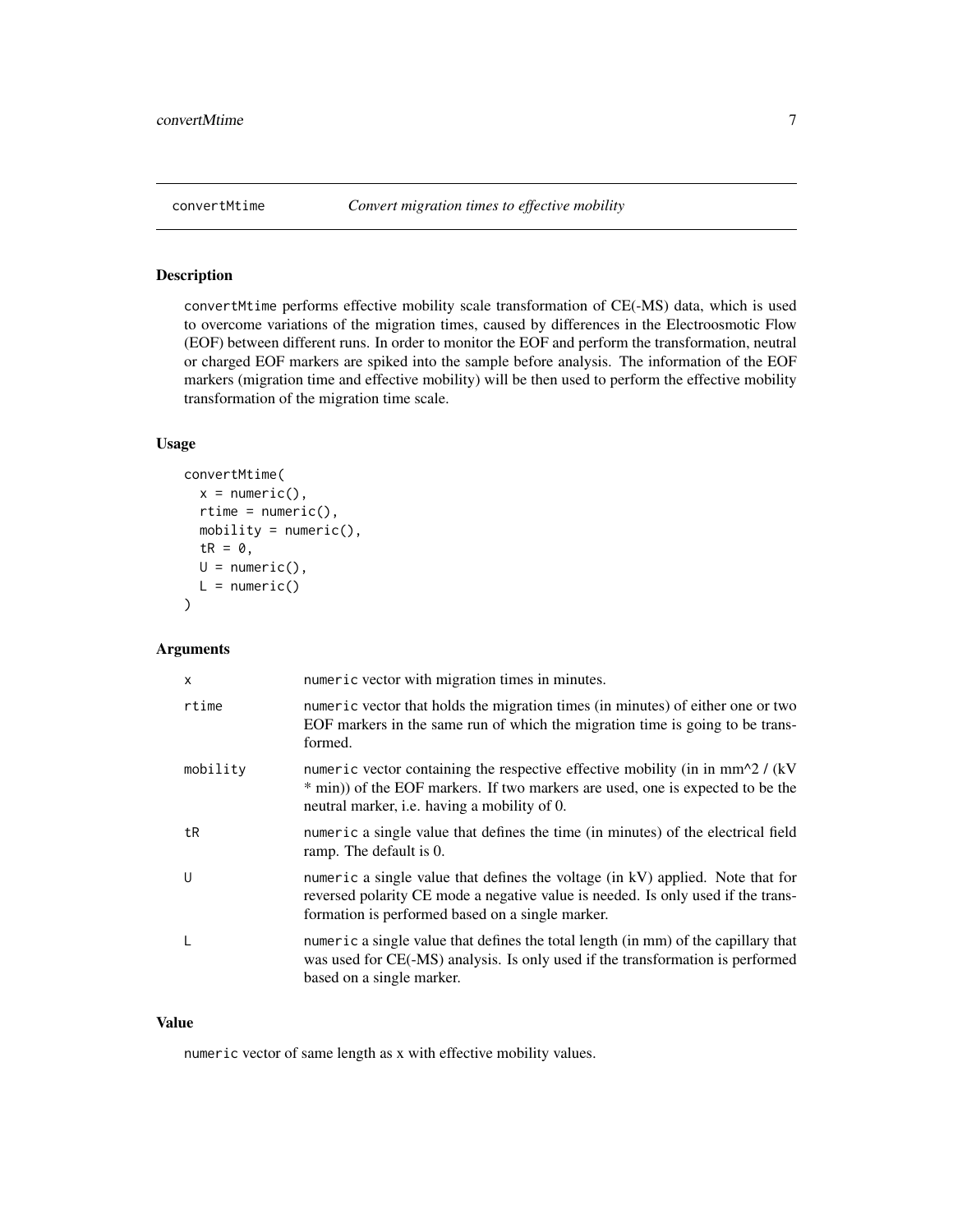## convertMtime — *Convert migration times to effective mobility*

### Description

`convertMtime` performs effective mobility scale transformation of CE(-MS) data, which is used to overcome variations of the migration times, caused by differences in the Electroosmotic Flow (EOF) between different runs. In order to monitor the EOF and perform the transformation, neutral or charged EOF markers are spiked into the sample before analysis. The information of the EOF markers (migration time and effective mobility) will be then used to perform the effective mobility transformation of the migration time scale.

### Usage

```
convertMtime(
  x = numeric(),
  rtime = numeric(),
  mobility = numeric(),
  tR = 0,
  U = numeric(),
  L = numeric()
)
```

### Arguments

| | |
|---|---|
| `x` | `numeric` vector with migration times in minutes. |
| `rtime` | `numeric` vector that holds the migration times (in minutes) of either one or two EOF markers in the same run of which the migration time is going to be transformed. |
| `mobility` | `numeric` vector containing the respective effective mobility (in in mm^2 / (kV * min)) of the EOF markers. If two markers are used, one is expected to be the neutral marker, i.e. having a mobility of 0. |
| `tR` | `numeric` a single value that defines the time (in minutes) of the electrical field ramp. The default is 0. |
| `U` | `numeric` a single value that defines the voltage (in kV) applied. Note that for reversed polarity CE mode a negative value is needed. Is only used if the transformation is performed based on a single marker. |
| `L` | `numeric` a single value that defines the total length (in mm) of the capillary that was used for CE(-MS) analysis. Is only used if the transformation is performed based on a single marker. |

### Value

`numeric` vector of same length as x with effective mobility values.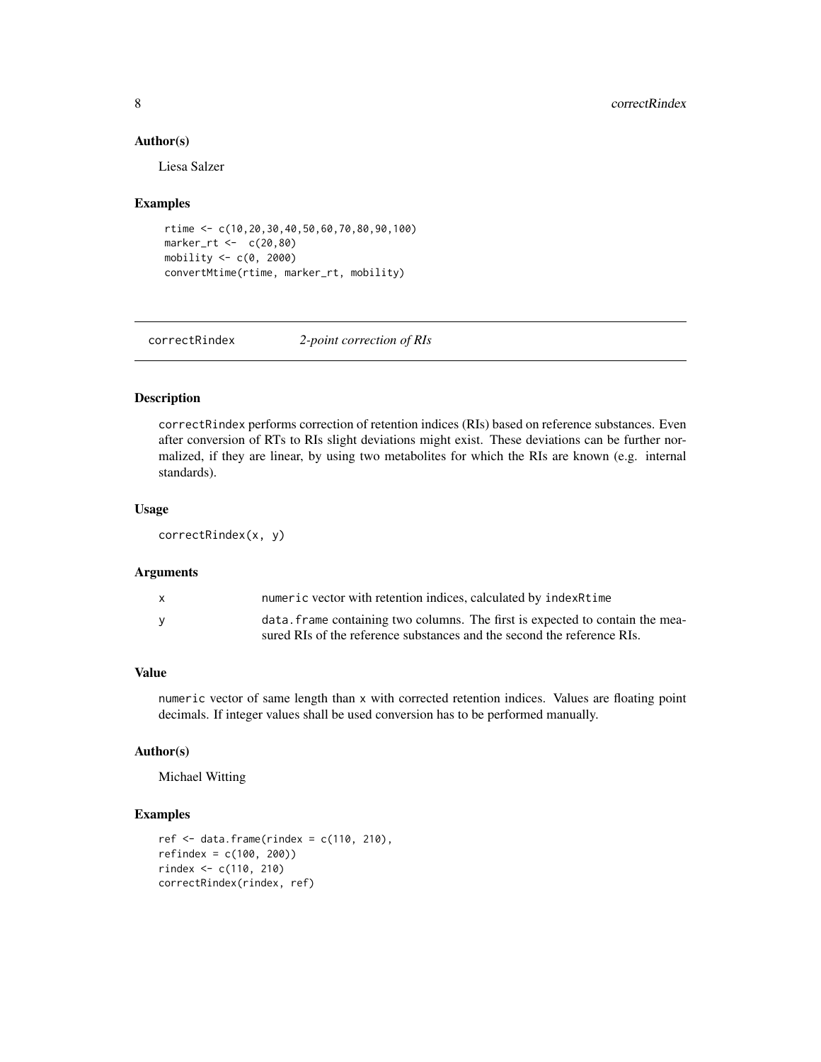### Author(s)

Liesa Salzer

### Examples

```
rtime <- c(10,20,30,40,50,60,70,80,90,100)
marker_rt <-  c(20,80)
mobility <- c(0, 2000)
convertMtime(rtime, marker_rt, mobility)
```

---

## correctRindex — *2-point correction of RIs*

### Description

correctRindex performs correction of retention indices (RIs) based on reference substances. Even after conversion of RTs to RIs slight deviations might exist. These deviations can be further normalized, if they are linear, by using two metabolites for which the RIs are known (e.g. internal standards).

### Usage

```
correctRindex(x, y)
```

### Arguments

| | |
|---|---|
| x | numeric vector with retention indices, calculated by indexRtime |
| y | data.frame containing two columns. The first is expected to contain the measured RIs of the reference substances and the second the reference RIs. |

### Value

numeric vector of same length than x with corrected retention indices. Values are floating point decimals. If integer values shall be used conversion has to be performed manually.

### Author(s)

Michael Witting

### Examples

```
ref <- data.frame(rindex = c(110, 210),
refindex = c(100, 200))
rindex <- c(110, 210)
correctRindex(rindex, ref)
```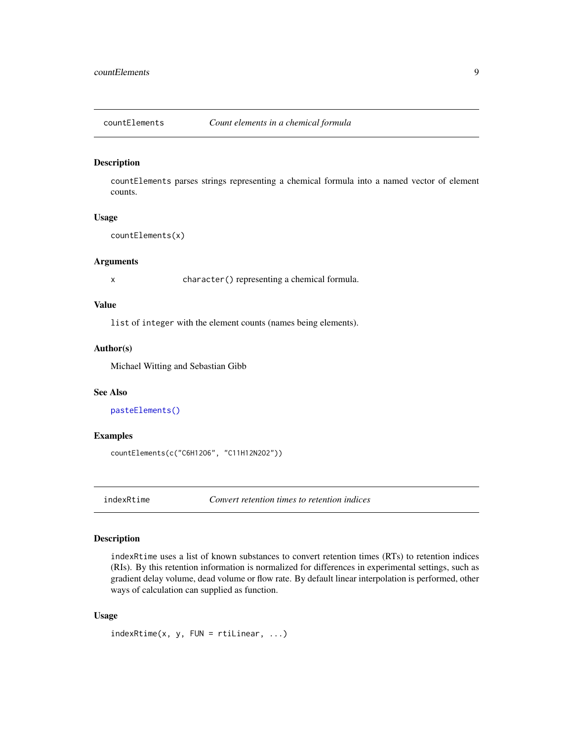## countElements — *Count elements in a chemical formula*

### Description

`countElements` parses strings representing a chemical formula into a named vector of element counts.

### Usage

```
countElements(x)
```

### Arguments

| | |
|---|---|
| x | `character()` representing a chemical formula. |

### Value

`list` of `integer` with the element counts (names being elements).

### Author(s)

Michael Witting and Sebastian Gibb

### See Also

`pasteElements()`

### Examples

```
countElements(c("C6H12O6", "C11H12N2O2"))
```

## indexRtime — *Convert retention times to retention indices*

### Description

`indexRtime` uses a list of known substances to convert retention times (RTs) to retention indices (RIs). By this retention information is normalized for differences in experimental settings, such as gradient delay volume, dead volume or flow rate. By default linear interpolation is performed, other ways of calculation can supplied as function.

### Usage

```
indexRtime(x, y, FUN = rtiLinear, ...)
```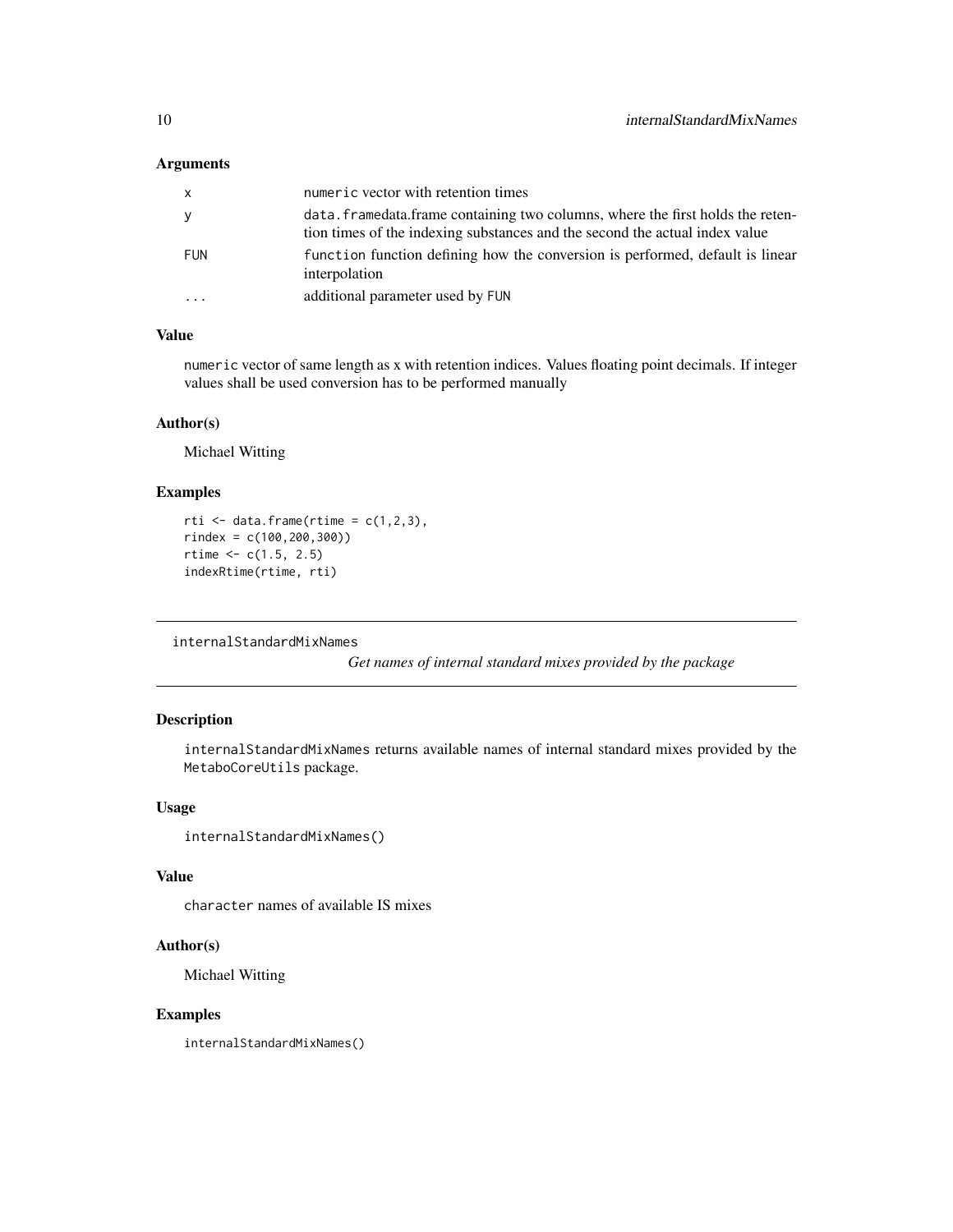### Arguments

| | |
|---|---|
| x | numeric vector with retention times |
| y | data.framedata.frame containing two columns, where the first holds the retention times of the indexing substances and the second the actual index value |
| FUN | function function defining how the conversion is performed, default is linear interpolation |
| ... | additional parameter used by FUN |

### Value

numeric vector of same length as x with retention indices. Values floating point decimals. If integer values shall be used conversion has to be performed manually

### Author(s)

Michael Witting

### Examples

```
rti <- data.frame(rtime = c(1,2,3),
rindex = c(100,200,300))
rtime <- c(1.5, 2.5)
indexRtime(rtime, rti)
```

---

## internalStandardMixNames

*Get names of internal standard mixes provided by the package*

---

### Description

internalStandardMixNames returns available names of internal standard mixes provided by the MetaboCoreUtils package.

### Usage

```
internalStandardMixNames()
```

### Value

character names of available IS mixes

### Author(s)

Michael Witting

### Examples

```
internalStandardMixNames()
```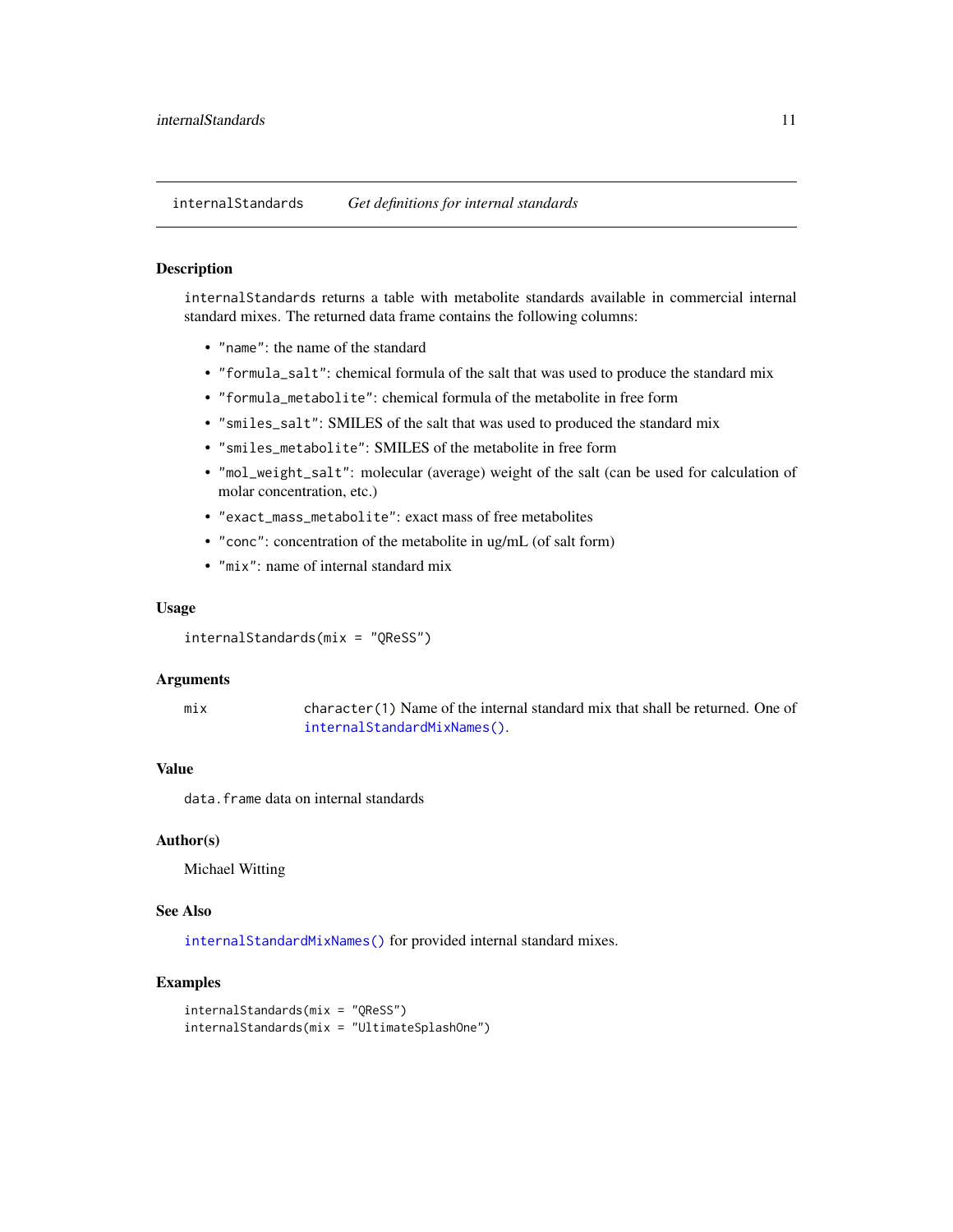## internalStandards — *Get definitions for internal standards*

### Description

`internalStandards` returns a table with metabolite standards available in commercial internal standard mixes. The returned data frame contains the following columns:

- `"name"`: the name of the standard
- `"formula_salt"`: chemical formula of the salt that was used to produce the standard mix
- `"formula_metabolite"`: chemical formula of the metabolite in free form
- `"smiles_salt"`: SMILES of the salt that was used to produced the standard mix
- `"smiles_metabolite"`: SMILES of the metabolite in free form
- `"mol_weight_salt"`: molecular (average) weight of the salt (can be used for calculation of molar concentration, etc.)
- `"exact_mass_metabolite"`: exact mass of free metabolites
- `"conc"`: concentration of the metabolite in ug/mL (of salt form)
- `"mix"`: name of internal standard mix

### Usage

```
internalStandards(mix = "QReSS")
```

### Arguments

| | |
|---|---|
| mix | `character(1)` Name of the internal standard mix that shall be returned. One of `internalStandardMixNames()`. |

### Value

`data.frame` data on internal standards

### Author(s)

Michael Witting

### See Also

`internalStandardMixNames()` for provided internal standard mixes.

### Examples

```
internalStandards(mix = "QReSS")
internalStandards(mix = "UltimateSplashOne")
```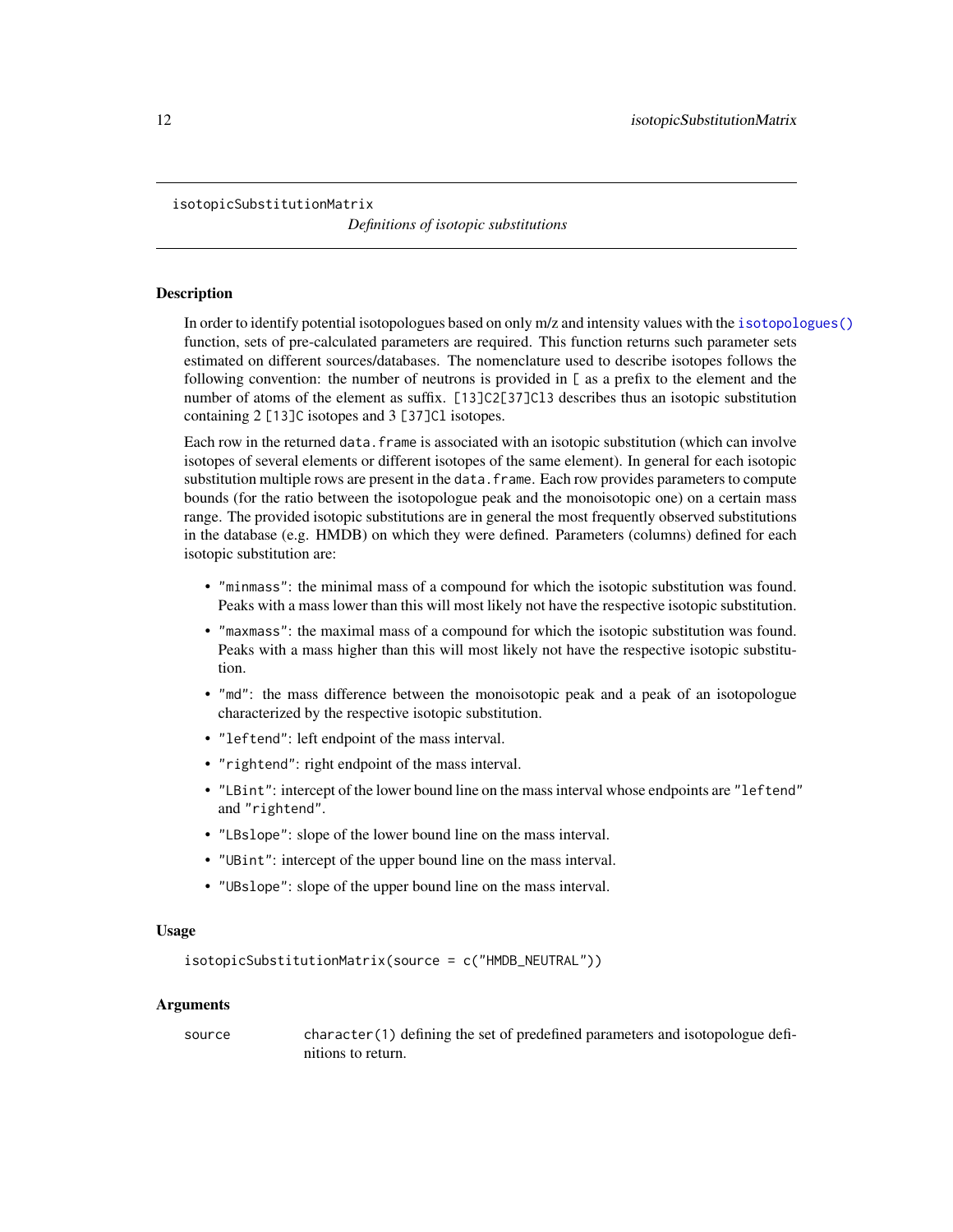isotopicSubstitutionMatrix

*Definitions of isotopic substitutions*

## Description

In order to identify potential isotopologues based on only m/z and intensity values with the isotopologues() function, sets of pre-calculated parameters are required. This function returns such parameter sets estimated on different sources/databases. The nomenclature used to describe isotopes follows the following convention: the number of neutrons is provided in [ as a prefix to the element and the number of atoms of the element as suffix. `[13]C2[37]Cl3` describes thus an isotopic substitution containing 2 `[13]C` isotopes and 3 `[37]Cl` isotopes.

Each row in the returned `data.frame` is associated with an isotopic substitution (which can involve isotopes of several elements or different isotopes of the same element). In general for each isotopic substitution multiple rows are present in the `data.frame`. Each row provides parameters to compute bounds (for the ratio between the isotopologue peak and the monoisotopic one) on a certain mass range. The provided isotopic substitutions are in general the most frequently observed substitutions in the database (e.g. HMDB) on which they were defined. Parameters (columns) defined for each isotopic substitution are:

- `"minmass"`: the minimal mass of a compound for which the isotopic substitution was found. Peaks with a mass lower than this will most likely not have the respective isotopic substitution.
- `"maxmass"`: the maximal mass of a compound for which the isotopic substitution was found. Peaks with a mass higher than this will most likely not have the respective isotopic substitution.
- `"md"`: the mass difference between the monoisotopic peak and a peak of an isotopologue characterized by the respective isotopic substitution.
- `"leftend"`: left endpoint of the mass interval.
- `"rightend"`: right endpoint of the mass interval.
- `"LBint"`: intercept of the lower bound line on the mass interval whose endpoints are `"leftend"` and `"rightend"`.
- `"LBslope"`: slope of the lower bound line on the mass interval.
- `"UBint"`: intercept of the upper bound line on the mass interval.
- `"UBslope"`: slope of the upper bound line on the mass interval.

## Usage

```
isotopicSubstitutionMatrix(source = c("HMDB_NEUTRAL"))
```

## Arguments

| | |
|---|---|
| source | `character(1)` defining the set of predefined parameters and isotopologue definitions to return. |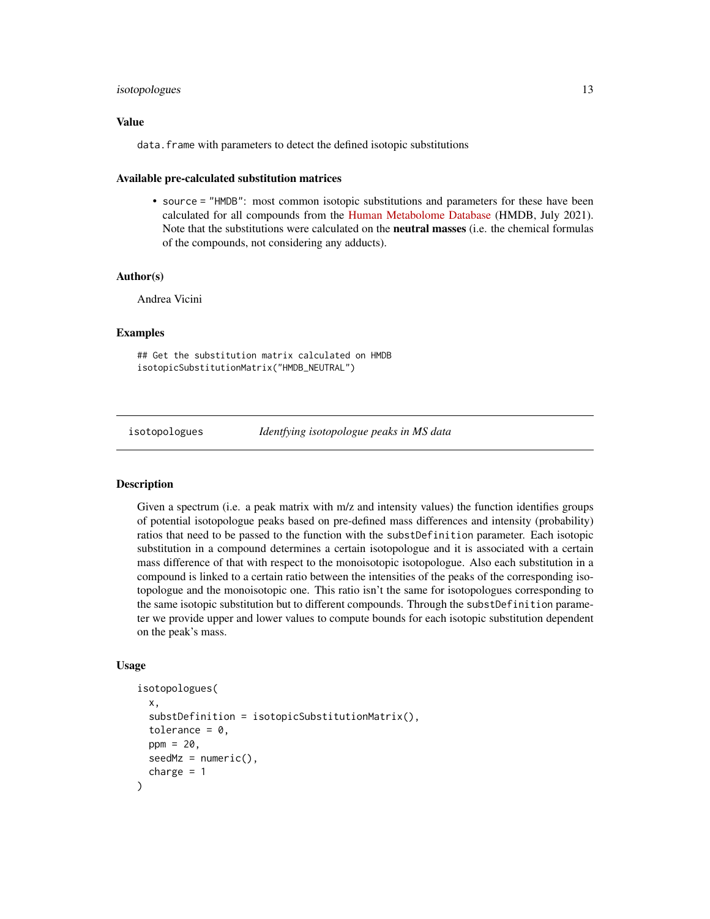### Value

`data.frame` with parameters to detect the defined isotopic substitutions

### Available pre-calculated substitution matrices

- `source = "HMDB"`: most common isotopic substitutions and parameters for these have been calculated for all compounds from the Human Metabolome Database (HMDB, July 2021). Note that the substitutions were calculated on the **neutral masses** (i.e. the chemical formulas of the compounds, not considering any adducts).

### Author(s)

Andrea Vicini

### Examples

```
## Get the substitution matrix calculated on HMDB
isotopicSubstitutionMatrix("HMDB_NEUTRAL")
```

---

## isotopologues — *Identfying isotopologue peaks in MS data*

### Description

Given a spectrum (i.e. a peak matrix with m/z and intensity values) the function identifies groups of potential isotopologue peaks based on pre-defined mass differences and intensity (probability) ratios that need to be passed to the function with the `substDefinition` parameter. Each isotopic substitution in a compound determines a certain isotopologue and it is associated with a certain mass difference of that with respect to the monoisotopic isotopologue. Also each substitution in a compound is linked to a certain ratio between the intensities of the peaks of the corresponding isotopologue and the monoisotopic one. This ratio isn't the same for isotopologues corresponding to the same isotopic substitution but to different compounds. Through the `substDefinition` parameter we provide upper and lower values to compute bounds for each isotopic substitution dependent on the peak's mass.

### Usage

```
isotopologues(
  x,
  substDefinition = isotopicSubstitutionMatrix(),
  tolerance = 0,
  ppm = 20,
  seedMz = numeric(),
  charge = 1
)
```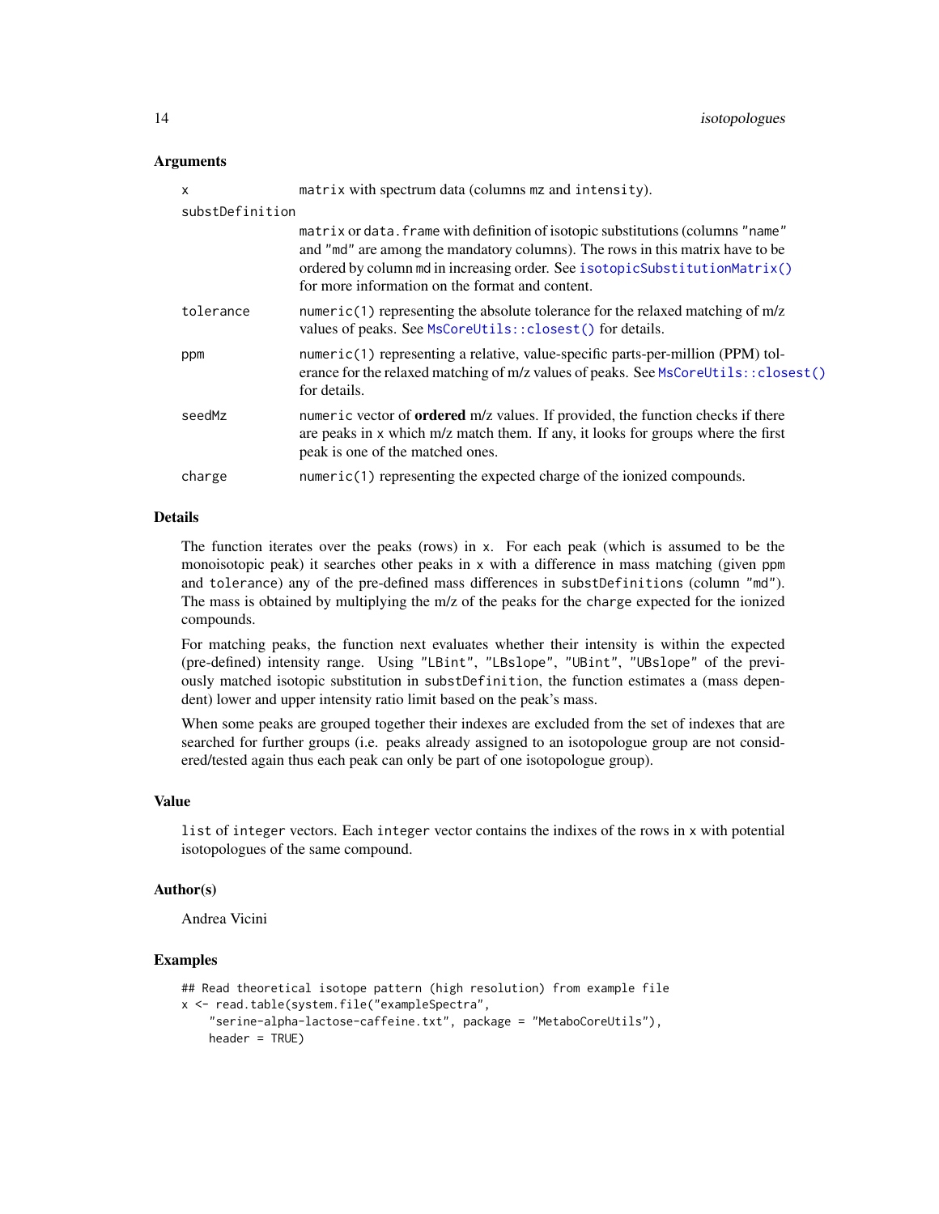### Arguments

- `x` — `matrix` with spectrum data (columns `mz` and `intensity`).
- `substDefinition` — `matrix` or `data.frame` with definition of isotopic substitutions (columns `"name"` and `"md"` are among the mandatory columns). The rows in this matrix have to be ordered by column `md` in increasing order. See `isotopicSubstitutionMatrix()` for more information on the format and content.
- `tolerance` — `numeric(1)` representing the absolute tolerance for the relaxed matching of m/z values of peaks. See `MsCoreUtils::closest()` for details.
- `ppm` — `numeric(1)` representing a relative, value-specific parts-per-million (PPM) tolerance for the relaxed matching of m/z values of peaks. See `MsCoreUtils::closest()` for details.
- `seedMz` — `numeric` vector of **ordered** m/z values. If provided, the function checks if there are peaks in `x` which m/z match them. If any, it looks for groups where the first peak is one of the matched ones.
- `charge` — `numeric(1)` representing the expected charge of the ionized compounds.

### Details

The function iterates over the peaks (rows) in `x`. For each peak (which is assumed to be the monoisotopic peak) it searches other peaks in `x` with a difference in mass matching (given `ppm` and `tolerance`) any of the pre-defined mass differences in `substDefinitions` (column `"md"`). The mass is obtained by multiplying the m/z of the peaks for the `charge` expected for the ionized compounds.

For matching peaks, the function next evaluates whether their intensity is within the expected (pre-defined) intensity range. Using `"LBint"`, `"LBslope"`, `"UBint"`, `"UBslope"` of the previously matched isotopic substitution in `substDefinition`, the function estimates a (mass dependent) lower and upper intensity ratio limit based on the peak's mass.

When some peaks are grouped together their indexes are excluded from the set of indexes that are searched for further groups (i.e. peaks already assigned to an isotopologue group are not considered/tested again thus each peak can only be part of one isotopologue group).

### Value

`list` of `integer` vectors. Each `integer` vector contains the indixes of the rows in `x` with potential isotopologues of the same compound.

### Author(s)

Andrea Vicini

### Examples

```
## Read theoretical isotope pattern (high resolution) from example file
x <- read.table(system.file("exampleSpectra",
    "serine-alpha-lactose-caffeine.txt", package = "MetaboCoreUtils"),
    header = TRUE)
```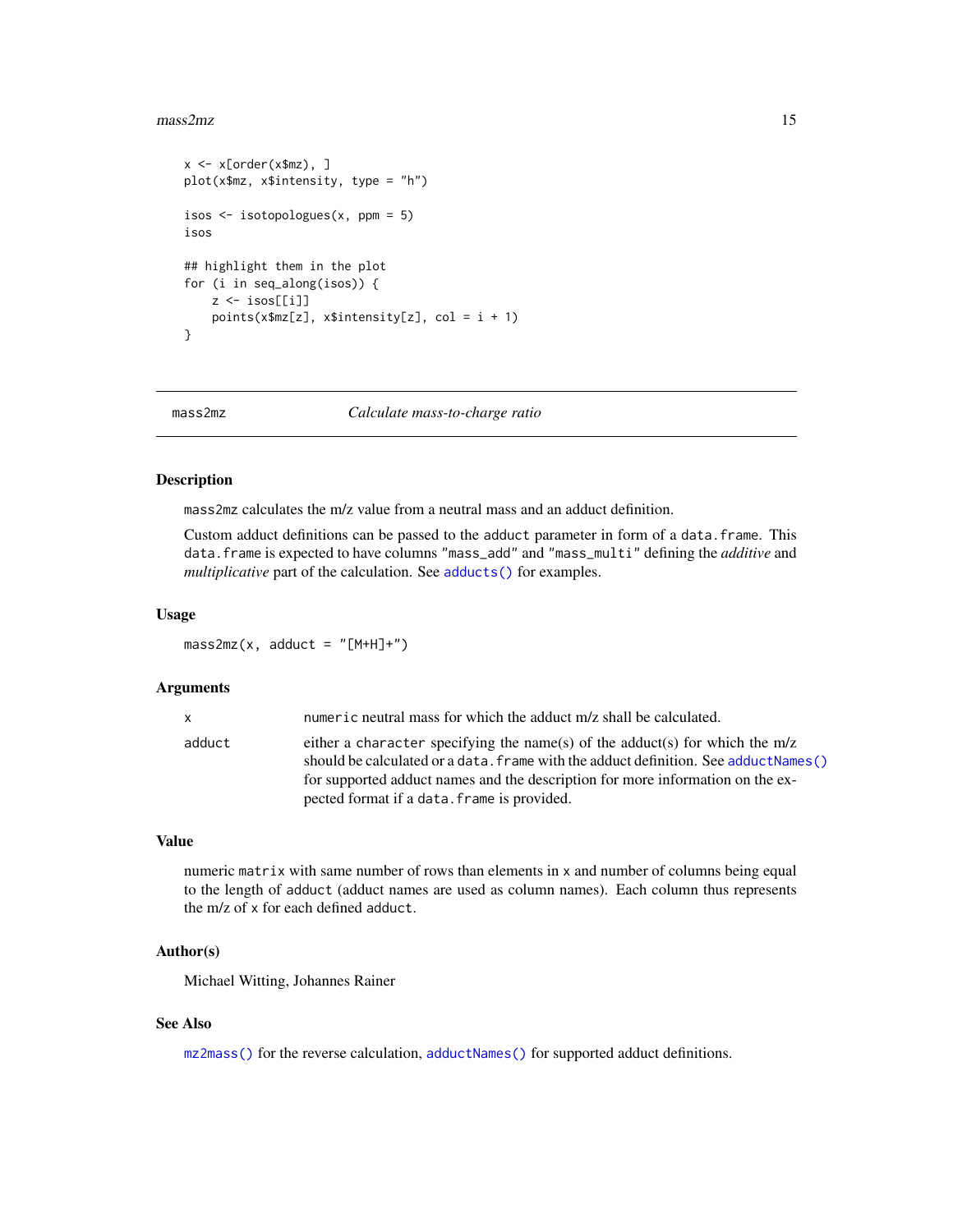```
x <- x[order(x$mz), ]
plot(x$mz, x$intensity, type = "h")

isos <- isotopologues(x, ppm = 5)
isos

## highlight them in the plot
for (i in seq_along(isos)) {
    z <- isos[[i]]
    points(x$mz[z], x$intensity[z], col = i + 1)
}
```

---

## mass2mz *Calculate mass-to-charge ratio*

---

### Description

`mass2mz` calculates the m/z value from a neutral mass and an adduct definition.

Custom adduct definitions can be passed to the `adduct` parameter in form of a `data.frame`. This `data.frame` is expected to have columns `"mass_add"` and `"mass_multi"` defining the *additive* and *multiplicative* part of the calculation. See `adducts()` for examples.

### Usage

```
mass2mz(x, adduct = "[M+H]+")
```

### Arguments

| | |
|---|---|
| `x` | `numeric` neutral mass for which the adduct m/z shall be calculated. |
| `adduct` | either a `character` specifying the name(s) of the adduct(s) for which the m/z should be calculated or a `data.frame` with the adduct definition. See `adductNames()` for supported adduct names and the description for more information on the expected format if a `data.frame` is provided. |

### Value

numeric `matrix` with same number of rows than elements in `x` and number of columns being equal to the length of `adduct` (adduct names are used as column names). Each column thus represents the m/z of `x` for each defined `adduct`.

### Author(s)

Michael Witting, Johannes Rainer

### See Also

`mz2mass()` for the reverse calculation, `adductNames()` for supported adduct definitions.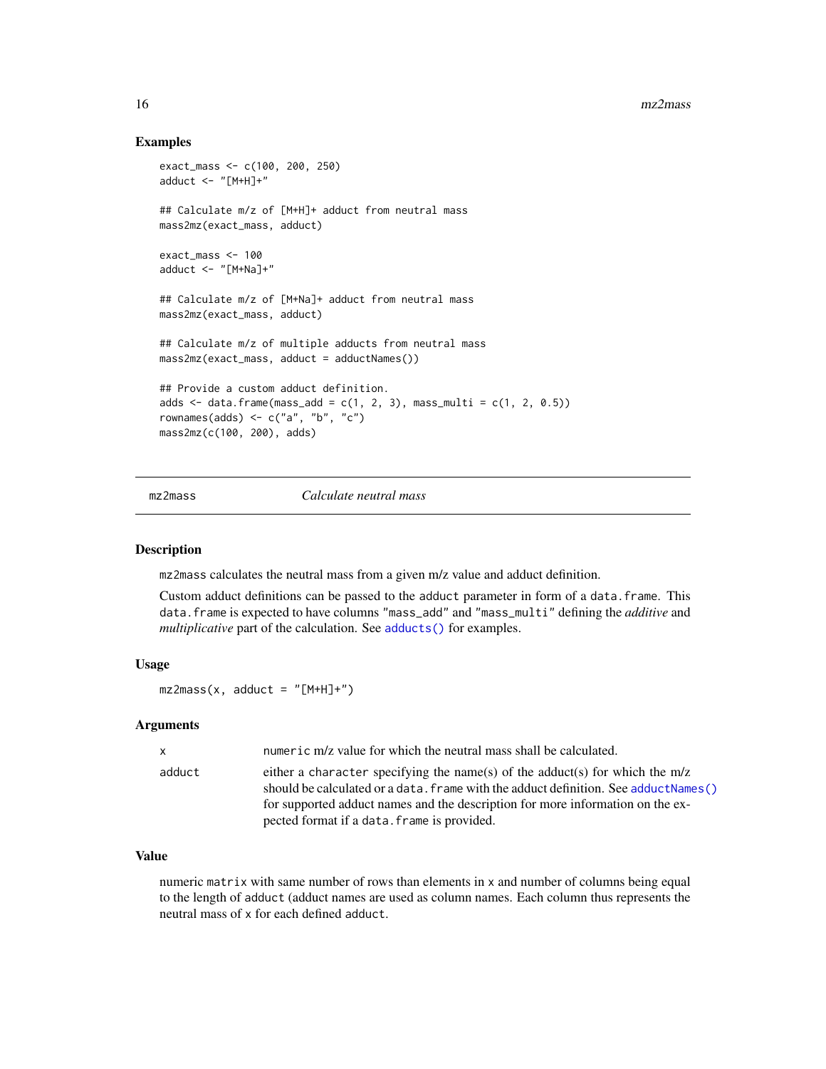## Examples

```
exact_mass <- c(100, 200, 250)
adduct <- "[M+H]+"

## Calculate m/z of [M+H]+ adduct from neutral mass
mass2mz(exact_mass, adduct)

exact_mass <- 100
adduct <- "[M+Na]+"

## Calculate m/z of [M+Na]+ adduct from neutral mass
mass2mz(exact_mass, adduct)

## Calculate m/z of multiple adducts from neutral mass
mass2mz(exact_mass, adduct = adductNames())

## Provide a custom adduct definition.
adds <- data.frame(mass_add = c(1, 2, 3), mass_multi = c(1, 2, 0.5))
rownames(adds) <- c("a", "b", "c")
mass2mz(c(100, 200), adds)
```

---

# mz2mass — *Calculate neutral mass*

## Description

`mz2mass` calculates the neutral mass from a given m/z value and adduct definition.

Custom adduct definitions can be passed to the `adduct` parameter in form of a `data.frame`. This `data.frame` is expected to have columns `"mass_add"` and `"mass_multi"` defining the *additive* and *multiplicative* part of the calculation. See `adducts()` for examples.

## Usage

```
mz2mass(x, adduct = "[M+H]+")
```

## Arguments

| | |
|---|---|
| `x` | `numeric` m/z value for which the neutral mass shall be calculated. |
| `adduct` | either a `character` specifying the name(s) of the adduct(s) for which the m/z should be calculated or a `data.frame` with the adduct definition. See `adductNames()` for supported adduct names and the description for more information on the expected format if a `data.frame` is provided. |

## Value

numeric `matrix` with same number of rows than elements in `x` and number of columns being equal to the length of `adduct` (adduct names are used as column names. Each column thus represents the neutral mass of `x` for each defined `adduct`.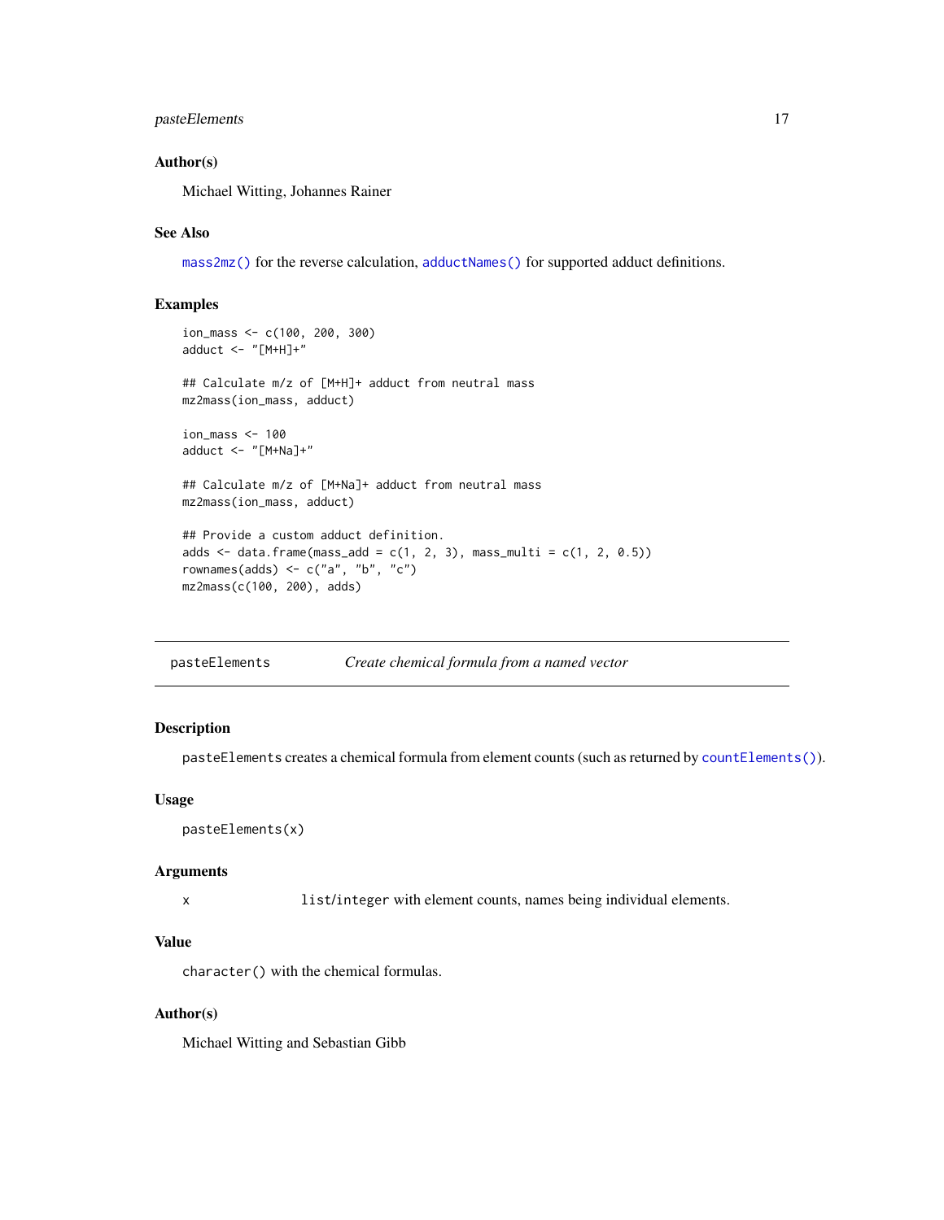### Author(s)

Michael Witting, Johannes Rainer

### See Also

`mass2mz()` for the reverse calculation, `adductNames()` for supported adduct definitions.

### Examples

```
ion_mass <- c(100, 200, 300)
adduct <- "[M+H]+"

## Calculate m/z of [M+H]+ adduct from neutral mass
mz2mass(ion_mass, adduct)

ion_mass <- 100
adduct <- "[M+Na]+"

## Calculate m/z of [M+Na]+ adduct from neutral mass
mz2mass(ion_mass, adduct)

## Provide a custom adduct definition.
adds <- data.frame(mass_add = c(1, 2, 3), mass_multi = c(1, 2, 0.5))
rownames(adds) <- c("a", "b", "c")
mz2mass(c(100, 200), adds)
```

---

## pasteElements — *Create chemical formula from a named vector*

---

### Description

`pasteElements` creates a chemical formula from element counts (such as returned by `countElements()`).

### Usage

```
pasteElements(x)
```

### Arguments

| | |
|---|---|
| x | `list/integer` with element counts, names being individual elements. |

### Value

`character()` with the chemical formulas.

### Author(s)

Michael Witting and Sebastian Gibb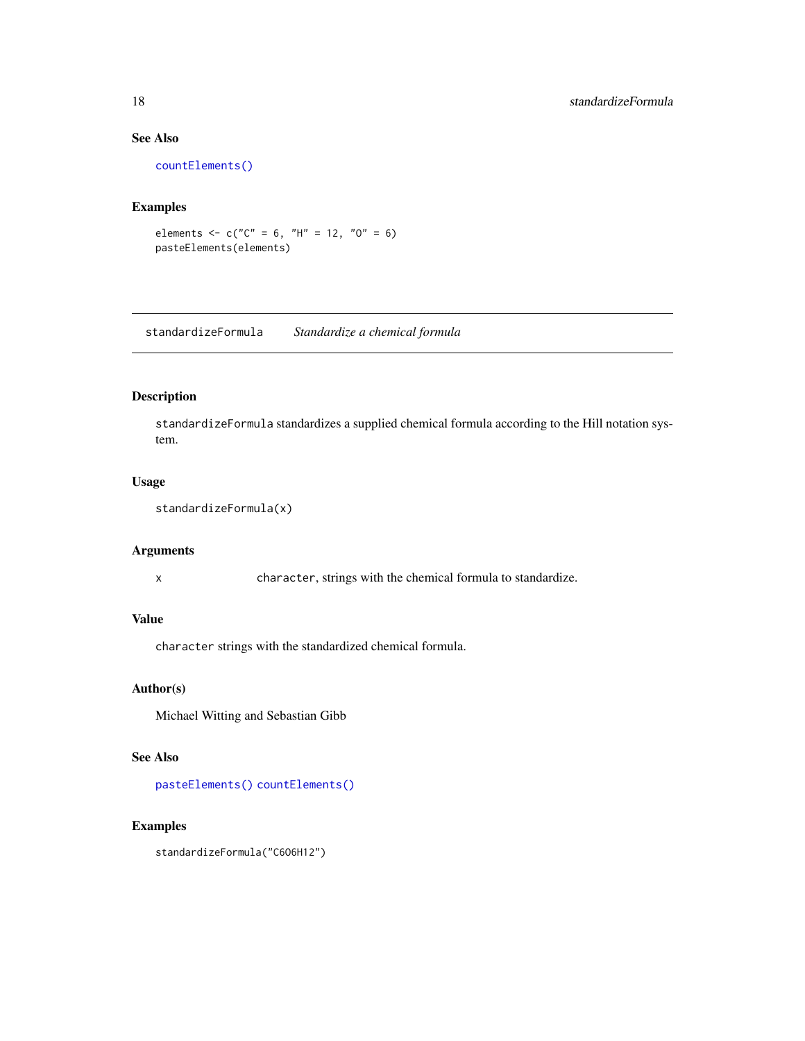### See Also

countElements()

### Examples

```
elements <- c("C" = 6, "H" = 12, "O" = 6)
pasteElements(elements)
```

---

## standardizeFormula — *Standardize a chemical formula*

---

### Description

standardizeFormula standardizes a supplied chemical formula according to the Hill notation system.

### Usage

```
standardizeFormula(x)
```

### Arguments

| | |
|---|---|
| x | character, strings with the chemical formula to standardize. |

### Value

character strings with the standardized chemical formula.

### Author(s)

Michael Witting and Sebastian Gibb

### See Also

pasteElements() countElements()

### Examples

```
standardizeFormula("C6O6H12")
```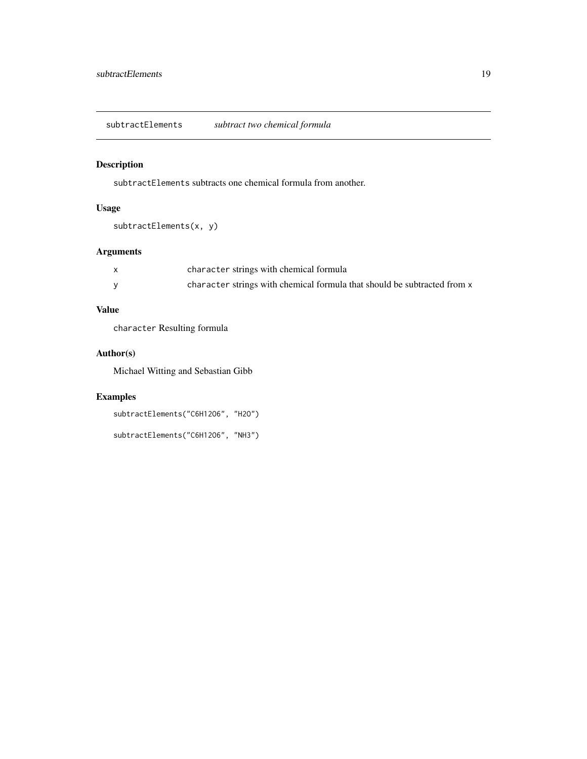## subtractElements *subtract two chemical formula*

### Description

`subtractElements` subtracts one chemical formula from another.

### Usage

```
subtractElements(x, y)
```

### Arguments

| | |
|---|---|
| x | `character` strings with chemical formula |
| y | `character` strings with chemical formula that should be subtracted from `x` |

### Value

`character` Resulting formula

### Author(s)

Michael Witting and Sebastian Gibb

### Examples

```
subtractElements("C6H12O6", "H2O")

subtractElements("C6H12O6", "NH3")
```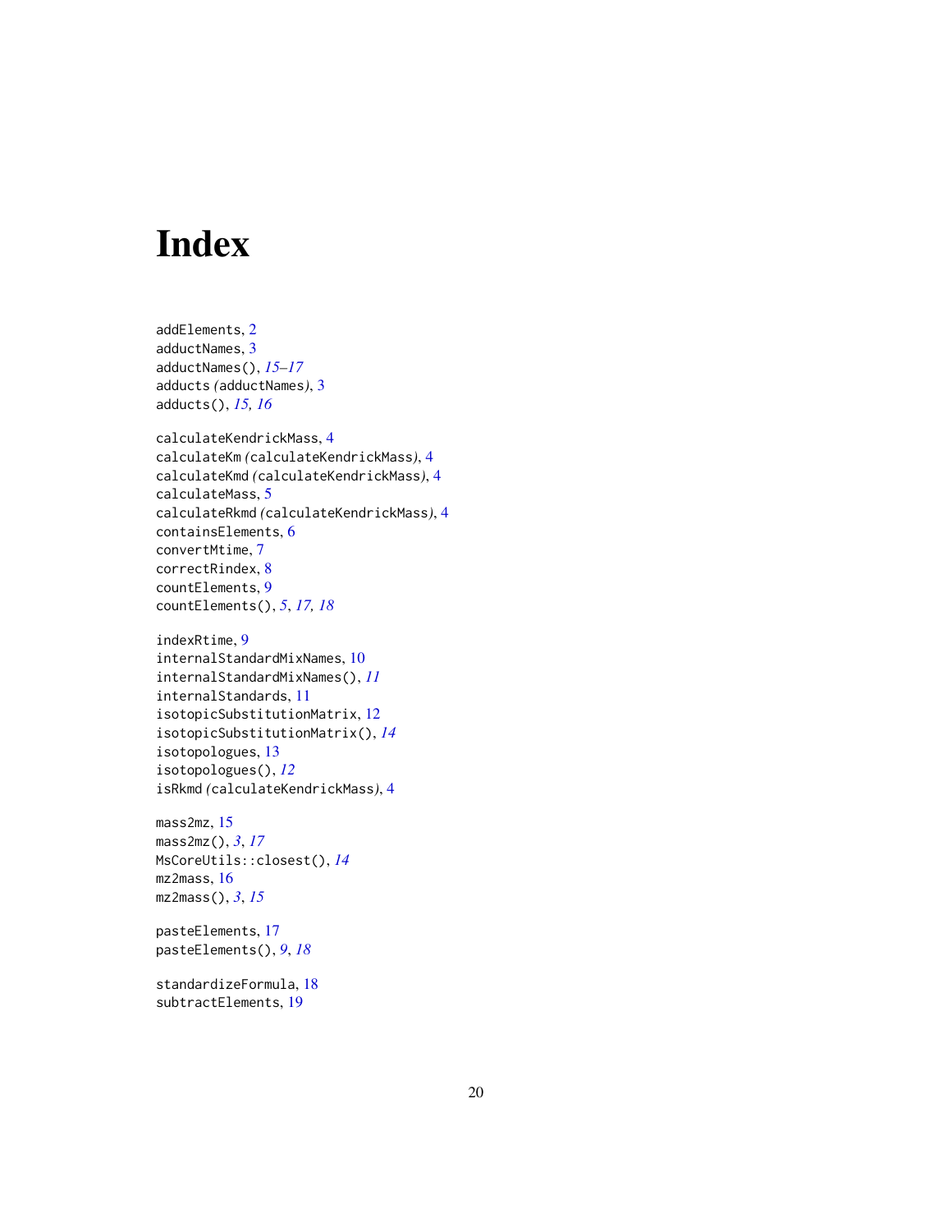# Index

addElements, 2
adductNames, 3
adductNames(), *15–17*
adducts *(*adductNames*)*, 3
adducts(), *15, 16*

calculateKendrickMass, 4
calculateKm *(*calculateKendrickMass*)*, 4
calculateKmd *(*calculateKendrickMass*)*, 4
calculateMass, 5
calculateRkmd *(*calculateKendrickMass*)*, 4
containsElements, 6
convertMtime, 7
correctRindex, 8
countElements, 9
countElements(), *5*, *17, 18*

indexRtime, 9
internalStandardMixNames, 10
internalStandardMixNames(), *11*
internalStandards, 11
isotopicSubstitutionMatrix, 12
isotopicSubstitutionMatrix(), *14*
isotopologues, 13
isotopologues(), *12*
isRkmd *(*calculateKendrickMass*)*, 4

mass2mz, 15
mass2mz(), *3*, *17*
MsCoreUtils::closest(), *14*
mz2mass, 16
mz2mass(), *3*, *15*

pasteElements, 17
pasteElements(), *9*, *18*

standardizeFormula, 18
subtractElements, 19